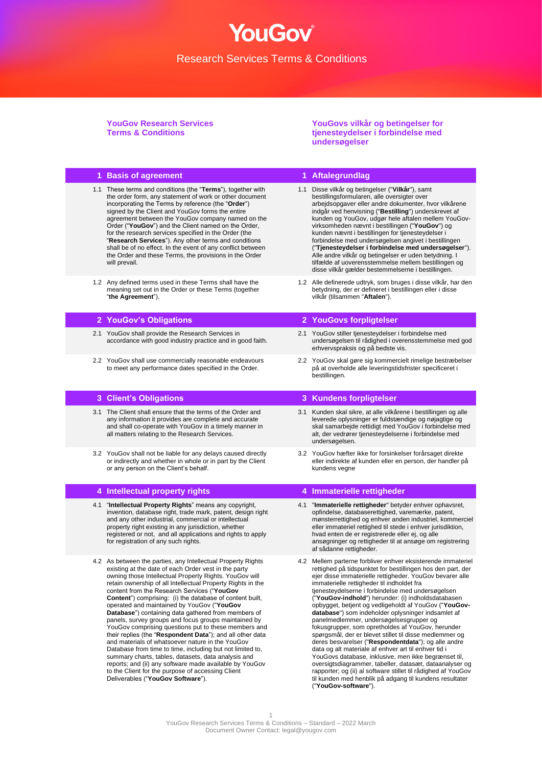# YouGov

Research Services Terms & Conditions

## YouGov Research Services Terms & Conditions

## YouGovs vilkår og betingelser for tjenesteydelser i forbindelse med undersøgelser

### 1 Basis of agreement

1.1 These terms and conditions (the "**Terms**"), together with the order form, any statement of work or other document incorporating the Terms by reference (the "**Order**") signed by the Client and YouGov forms the entire agreement between the YouGov company named on the Order ("**YouGov**") and the Client named on the Order, for the research services specified in the Order (the "**Research Services**"). Any other terms and conditions shall be of no effect. In the event of any conflict between the Order and these Terms, the provisions in the Order will prevail.

1.2 Any defined terms used in these Terms shall have the meaning set out in the Order or these Terms (together "**the Agreement**").

### 1 Aftalegrundlag

1.1 Disse vilkår og betingelser ("**Vilkår**"), samt bestillingsformularen, alle oversigter over arbejdsopgaver eller andre dokumenter, hvor vilkårene indgår ved henvisning ("**Bestilling**") underskrevet af kunden og YouGov, udgør hele aftalen mellem YouGov-virksomheden nævnt i bestillingen ("**YouGov**") og kunden nævnt i bestillingen for tjenesteydelser i forbindelse med undersøgelsen angivet i bestillingen ("**Tjenesteydelser i forbindelse med undersøgelser**"). Alle andre vilkår og betingelser er uden betydning. I tilfælde af uoverensstemmelse mellem bestillingen og disse vilkår gælder bestemmelserne i bestillingen.

1.2 Alle definerede udtryk, som bruges i disse vilkår, har den betydning, der er defineret i bestillingen eller i disse vilkår (tilsammen "**Aftalen**").

### 2 YouGov's Obligations

2.1 YouGov shall provide the Research Services in accordance with good industry practice and in good faith.

2.2 YouGov shall use commercially reasonable endeavours to meet any performance dates specified in the Order.

### 2 YouGovs forpligtelser

2.1 YouGov stiller tjenesteydelser i forbindelse med undersøgelsen til rådighed i overensstemmelse med god erhvervspraksis og på bedste vis.

2.2 YouGov skal gøre sig kommercielt rimelige bestræbelser på at overholde alle leveringstidsfrister specificeret i bestillingen.

### 3 Client's Obligations

3.1 The Client shall ensure that the terms of the Order and any information it provides are complete and accurate and shall co-operate with YouGov in a timely manner in all matters relating to the Research Services.

3.2 YouGov shall not be liable for any delays caused directly or indirectly and whether in whole or in part by the Client or any person on the Client's behalf.

### 3 Kundens forpligtelser

3.1 Kunden skal sikre, at alle vilkårene i bestillingen og alle leverede oplysninger er fuldstændige og nøjagtige og skal samarbejde rettidigt med YouGov i forbindelse med alt, der vedrører tjenesteydelserne i forbindelse med undersøgelsen.

3.2 YouGov hæfter ikke for forsinkelser forårsaget direkte eller indirekte af kunden eller en person, der handler på kundens vegne

### 4 Intellectual property rights

4.1 "**Intellectual Property Rights**" means any copyright, invention, database right, trade mark, patent, design right and any other industrial, commercial or intellectual property right existing in any jurisdiction, whether registered or not, and all applications and rights to apply for registration of any such rights.

4.2 As between the parties, any Intellectual Property Rights existing at the date of each Order vest in the party owning those Intellectual Property Rights. YouGov will retain ownership of all Intellectual Property Rights in the content from the Research Services ("**YouGov Content**") comprising: (i) the database of content built, operated and maintained by YouGov ("**YouGov Database**") containing data gathered from members of panels, survey groups and focus groups maintained by YouGov comprising questions put to these members and their replies (the "**Respondent Data**"); and all other data and materials of whatsoever nature in the YouGov Database from time to time, including but not limited to, summary charts, tables, datasets, data analysis and reports; and (ii) any software made available by YouGov to the Client for the purpose of accessing Client Deliverables ("**YouGov Software**").

### 4 Immaterielle rettigheder

4.1 "**Immaterielle rettigheder**" betyder enhver ophavsret, opfindelse, databaserettighed, varemærke, patent, mønsterrettighed og enhver anden industriel, kommerciel eller immateriel rettighed til stede i enhver jurisdiktion, hvad enten de er registrerede eller ej, og alle ansøgninger og rettigheder til at ansøge om registrering af sådanne rettigheder.

4.2 Mellem parterne forbliver enhver eksisterende immateriel rettighed på tidspunktet for bestillingen hos den part, der ejer disse immaterielle rettigheder. YouGov bevarer alle immaterielle rettigheder til indholdet fra tjenesteydelserne i forbindelse med undersøgelsen ("**YouGov-indhold**") herunder: (i) indholdsdatabasen opbygget, betjent og vedligeholdt af YouGov ("**YouGov-database**") som indeholder oplysninger indsamlet af panelmedlemmer, undersøgelsesgrupper og fokusgrupper, som opretholdes af YouGov, herunder spørgsmål, der er blevet stillet til disse medlemmer og deres besvarelser ("**Respondentdata**"); og alle andre data og alt materiale af enhver art til enhver tid i YouGovs database, inklusive, men ikke begrænset til, oversigtsdiagrammer, tabeller, datasæt, dataanalyser og rapporter; og (ii) al software stillet til rådighed af YouGov til kunden med henblik på adgang til kundens resultater ("**YouGov-software**").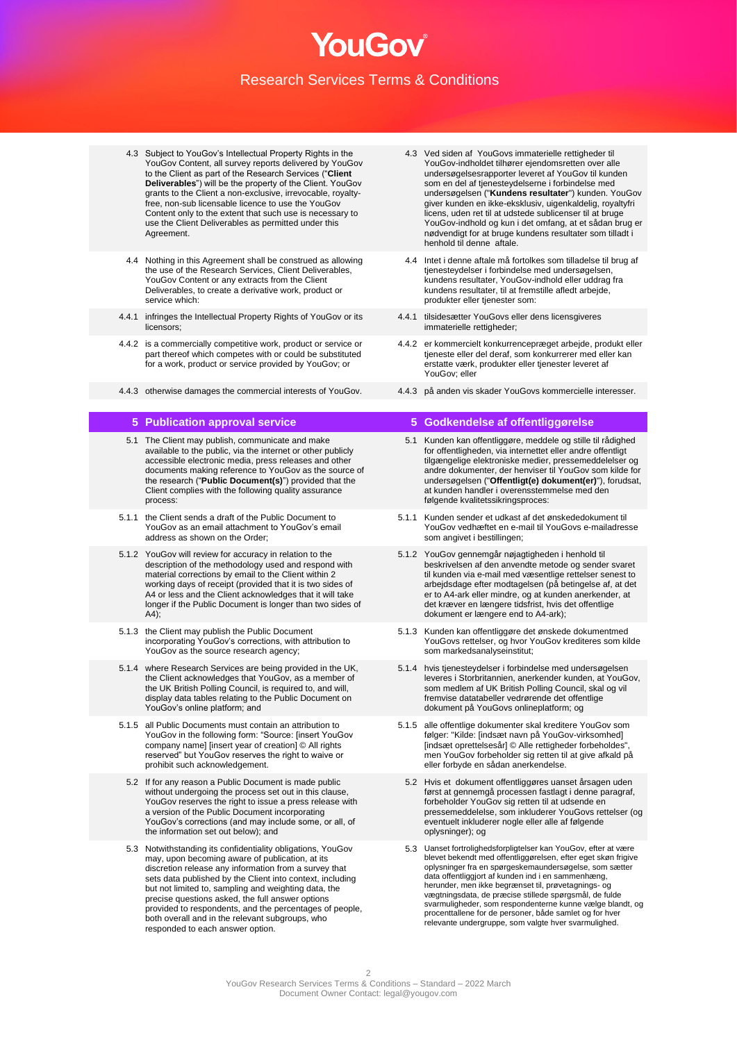4.3 Subject to YouGov's Intellectual Property Rights in the YouGov Content, all survey reports delivered by YouGov to the Client as part of the Research Services ("**Client Deliverables**") will be the property of the Client. YouGov grants to the Client a non-exclusive, irrevocable, royalty-free, non-sub licensable licence to use the YouGov Content only to the extent that such use is necessary to use the Client Deliverables as permitted under this Agreement.

4.4 Nothing in this Agreement shall be construed as allowing the use of the Research Services, Client Deliverables, YouGov Content or any extracts from the Client Deliverables, to create a derivative work, product or service which:

4.4.1 infringes the Intellectual Property Rights of YouGov or its licensors;

4.4.2 is a commercially competitive work, product or service or part thereof which competes with or could be substituted for a work, product or service provided by YouGov; or

4.4.3 otherwise damages the commercial interests of YouGov.

## 5 Publication approval service

5.1 The Client may publish, communicate and make available to the public, via the internet or other publicly accessible electronic media, press releases and other documents making reference to YouGov as the source of the research ("**Public Document(s)**") provided that the Client complies with the following quality assurance process:

5.1.1 the Client sends a draft of the Public Document to YouGov as an email attachment to YouGov's email address as shown on the Order;

5.1.2 YouGov will review for accuracy in relation to the description of the methodology used and respond with material corrections by email to the Client within 2 working days of receipt (provided that it is two sides of A4 or less and the Client acknowledges that it will take longer if the Public Document is longer than two sides of A4);

5.1.3 the Client may publish the Public Document incorporating YouGov's corrections, with attribution to YouGov as the source research agency;

5.1.4 where Research Services are being provided in the UK, the Client acknowledges that YouGov, as a member of the UK British Polling Council, is required to, and will, display data tables relating to the Public Document on YouGov's online platform; and

5.1.5 all Public Documents must contain an attribution to YouGov in the following form: "Source: [insert YouGov company name] [insert year of creation] © All rights reserved" but YouGov reserves the right to waive or prohibit such acknowledgement.

5.2 If for any reason a Public Document is made public without undergoing the process set out in this clause, YouGov reserves the right to issue a press release with a version of the Public Document incorporating YouGov's corrections (and may include some, or all, of the information set out below); and

5.3 Notwithstanding its confidentiality obligations, YouGov may, upon becoming aware of publication, at its discretion release any information from a survey that sets data published by the Client into context, including but not limited to, sampling and weighting data, the precise questions asked, the full answer options provided to respondents, and the percentages of people, both overall and in the relevant subgroups, who responded to each answer option.

---

4.3 Ved siden af YouGovs immaterielle rettigheder til YouGov-indholdet tilhører ejendomsretten over alle undersøgelsesrapporter leveret af YouGov til kunden som en del af tjenesteydelserne i forbindelse med undersøgelsen ("**Kundens resultater**") kunden. YouGov giver kunden en ikke-eksklusiv, uigenkaldelig, royaltyfri licens, uden ret til at udstede sublicenser til at bruge YouGov-indhold og kun i det omfang, at et sådan brug er nødvendigt for at bruge kundens resultater som tilladt i henhold til denne aftale.

4.4 Intet i denne aftale må fortolkes som tilladelse til brug af tjenesteydelser i forbindelse med undersøgelsen, kundens resultater, YouGov-indhold eller uddrag fra kundens resultater, til at fremstille afledt arbejde, produkter eller tjenester som:

4.4.1 tilsidesætter YouGovs eller dens licensgiveres immaterielle rettigheder;

4.4.2 er kommercielt konkurrencepræget arbejde, produkt eller tjeneste eller del deraf, som konkurrerer med eller kan erstatte værk, produkter eller tjenester leveret af YouGov; eller

4.4.3 på anden vis skader YouGovs kommercielle interesser.

## 5 Godkendelse af offentliggørelse

5.1 Kunden kan offentliggøre, meddele og stille til rådighed for offentligheden, via internettet eller andre offentligt tilgængelige elektroniske medier, pressemeddelelser og andre dokumenter, der henviser til YouGov som kilde for undersøgelsen ("**Offentligt(e) dokument(er)**"), forudsat, at kunden handler i overensstemmelse med den følgende kvalitetssikringsproces:

5.1.1 Kunden sender et udkast af det ønskededokument til YouGov vedhæftet en e-mail til YouGovs e-mailadresse som angivet i bestillingen;

5.1.2 YouGov gennemgår nøjagtigheden i henhold til beskrivelsen af den anvendte metode og sender svaret til kunden via e-mail med væsentlige rettelser senest to arbejdsdage efter modtagelsen (på betingelse af, at det er to A4-ark eller mindre, og at kunden anerkender, at det kræver en længere tidsfrist, hvis det offentlige dokument er længere end to A4-ark);

5.1.3 Kunden kan offentliggøre det ønskede dokumentmed YouGovs rettelser, og hvor YouGov krediteres som kilde som markedsanalyseinstitut;

5.1.4 hvis tjenesteydelser i forbindelse med undersøgelsen leveres i Storbritannien, anerkender kunden, at YouGov, som medlem af UK British Polling Council, skal og vil fremvise datatabeller vedrørende det offentlige dokument på YouGovs onlineplatform; og

5.1.5 alle offentlige dokumenter skal kreditere YouGov som følger: "Kilde: [indsæt navn på YouGov-virksomhed] [indsæt oprettelsesår] © Alle rettigheder forbeholdes", men YouGov forbeholder sig retten til at give afkald på eller forbyde en sådan anerkendelse.

5.2 Hvis et dokument offentliggøres uanset årsagen uden først at gennemgå processen fastlagt i denne paragraf, forbeholder YouGov sig retten til at udsende en pressemeddelelse, som inkluderer YouGovs rettelser (og eventuelt inkluderer nogle eller alle af følgende oplysninger); og

5.3 Uanset fortrolighedsforpligtelser kan YouGov, efter at være blevet bekendt med offentliggørelsen, efter eget skøn frigive oplysninger fra en spørgeskemaundersøgelse, der sætter data offentliggjort af kunden ind i en sammenhæng, herunder, men ikke begrænset til, prøvetagnings- og vægtningsdata, de præcise stillede spørgsmål, de fulde svarmuligheder, som respondenterne kunne vælge blandt, og procenttallene for de personer, både samlet og for hver relevante undergruppe, som valgte hver svarmulighed.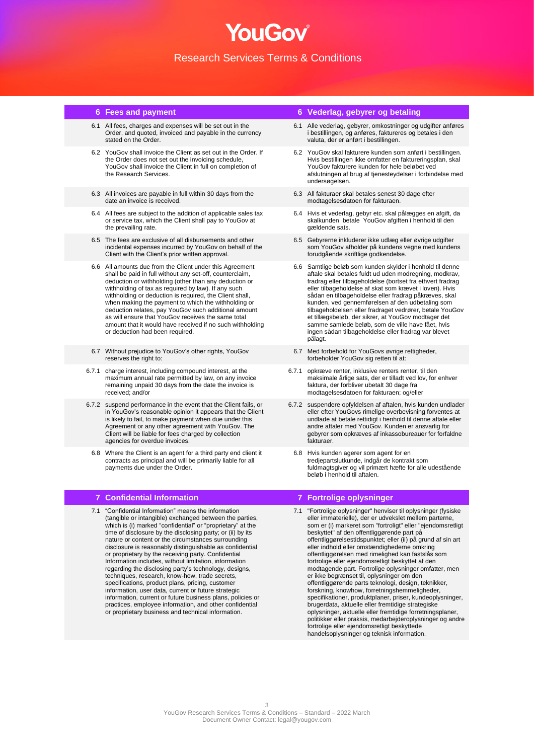# YouGov

## Research Services Terms & Conditions

| **6 Fees and payment** | **6 Vederlag, gebyrer og betaling** |
| --- | --- |
| 6.1 All fees, charges and expenses will be set out in the Order, and quoted, invoiced and payable in the currency stated on the Order. | 6.1 Alle vederlag, gebyrer, omkostninger og udgifter anføres i bestillingen, og anføres, faktureres og betales i den valuta, der er anført i bestillingen. |
| 6.2 YouGov shall invoice the Client as set out in the Order. If the Order does not set out the invoicing schedule, YouGov shall invoice the Client in full on completion of the Research Services. | 6.2 YouGov skal fakturere kunden som anført i bestillingen. Hvis bestillingen ikke omfatter en faktureringsplan, skal YouGov fakturere kunden for hele beløbet ved afslutningen af brug af tjenesteydelser i forbindelse med undersøgelsen. |
| 6.3 All invoices are payable in full within 30 days from the date an invoice is received. | 6.3 All fakturaer skal betales senest 30 dage efter modtagelsesdatoen for fakturaen. |
| 6.4 All fees are subject to the addition of applicable sales tax or service tax, which the Client shall pay to YouGov at the prevailing rate. | 6.4 Hvis et vederlag, gebyr etc. skal pålægges en afgift, da skalkunden betale YouGov afgiften i henhold til den gældende sats. |
| 6.5 The fees are exclusive of all disbursements and other incidental expenses incurred by YouGov on behalf of the Client with the Client's prior written approval. | 6.5 Gebyrerne inkluderer ikke udlæg eller øvrige udgifter som YouGov afholder på kundens vegne med kundens forudgående skriftlige godkendelse. |
| 6.6 All amounts due from the Client under this Agreement shall be paid in full without any set-off, counterclaim, deduction or withholding (other than any deduction or withholding of tax as required by law). If any such withholding or deduction is required, the Client shall, when making the payment to which the withholding or deduction relates, pay YouGov such additional amount as will ensure that YouGov receives the same total amount that it would have received if no such withholding or deduction had been required. | 6.6 Samtlige beløb som kunden skylder i henhold til denne aftale skal betales fuldt ud uden modregning, modkrav, fradrag eller tilbageholdelse (bortset fra ethvert fradrag eller tilbageholdelse af skat som krævet i loven). Hvis sådan en tilbageholdelse eller fradrag påkræves, skal kunden, ved gennemførelsen af den udbetaling som tilbageholdelsen eller fradraget vedrører, betale YouGov et tillægsbeløb, der sikrer, at YouGov modtager det samme samlede beløb, som de ville have fået, hvis ingen sådan tilbageholdelse eller fradrag var blevet pålagt. |
| 6.7 Without prejudice to YouGov's other rights, YouGov reserves the right to: | 6.7 Med forbehold for YouGovs øvrige rettigheder, forbeholder YouGov sig retten til at: |
| 6.7.1 charge interest, including compound interest, at the maximum annual rate permitted by law, on any invoice remaining unpaid 30 days from the date the invoice is received; and/or | 6.7.1 opkræve renter, inklusive renters renter, til den maksimale årlige sats, der er tilladt ved lov, for enhver faktura, der forbliver ubetalt 30 dage fra modtagelsesdatoen for fakturaen; og/eller |
| 6.7.2 suspend performance in the event that the Client fails, or in YouGov's reasonable opinion it appears that the Client is likely to fail, to make payment when due under this Agreement or any other agreement with YouGov. The Client will be liable for fees charged by collection agencies for overdue invoices. | 6.7.2 suspendere opfyldelsen af aftalen, hvis kunden undlader eller efter YouGovs rimelige overbevisning forventes at undlade at betale rettidigt i henhold til denne aftale eller andre aftaler med YouGov. Kunden er ansvarlig for gebyrer som opkræves af inkassobureauer for forfaldne fakturaer. |
| 6.8 Where the Client is an agent for a third party end client it contracts as principal and will be primarily liable for all payments due under the Order. | 6.8 Hvis kunden agerer som agent for en tredjepartslutkunde, indgår de kontrakt som fuldmagtsgiver og vil primært hæfte for alle udestående beløb i henhold til aftalen. |

| **7 Confidential Information** | **7 Fortrolige oplysninger** |
| --- | --- |
| 7.1 "Confidential Information" means the information (tangible or intangible) exchanged between the parties, which is (i) marked "confidential" or "proprietary" at the time of disclosure by the disclosing party; or (ii) by its nature or content or the circumstances surrounding disclosure is reasonably distinguishable as confidential or proprietary by the receiving party. Confidential Information includes, without limitation, information regarding the disclosing party's technology, designs, techniques, research, know-how, trade secrets, specifications, product plans, pricing, customer information, user data, current or future strategic information, current or future business plans, policies or practices, employee information, and other confidential or proprietary business and technical information. | 7.1 "Fortrolige oplysninger" henviser til oplysninger (fysiske eller immaterielle), der er udvekslet mellem parterne, som er (i) markeret som "fortroligt" eller "ejendomsretligt beskyttet" af den offentliggørende part på offentliggørelsestidspunktet; eller (ii) på grund af sin art eller indhold eller omstændighederne omkring offentliggørelsen med rimelighed kan fastslås som fortrolige eller ejendomsretligt beskyttet af den modtagende part. Fortrolige oplysninger omfatter, men er ikke begrænset til, oplysninger om den offentliggørende parts teknologi, design, teknikker, forskning, knowhow, forretningshemmeligheder, specifikationer, produktplaner, priser, kundeoplysninger, brugerdata, aktuelle eller fremtidige strategiske oplysninger, aktuelle eller fremtidige forretningsplaner, politikker eller praksis, medarbejderoplysninger og andre fortrolige eller ejendomsretligt beskyttede handelsoplysninger og teknisk information. |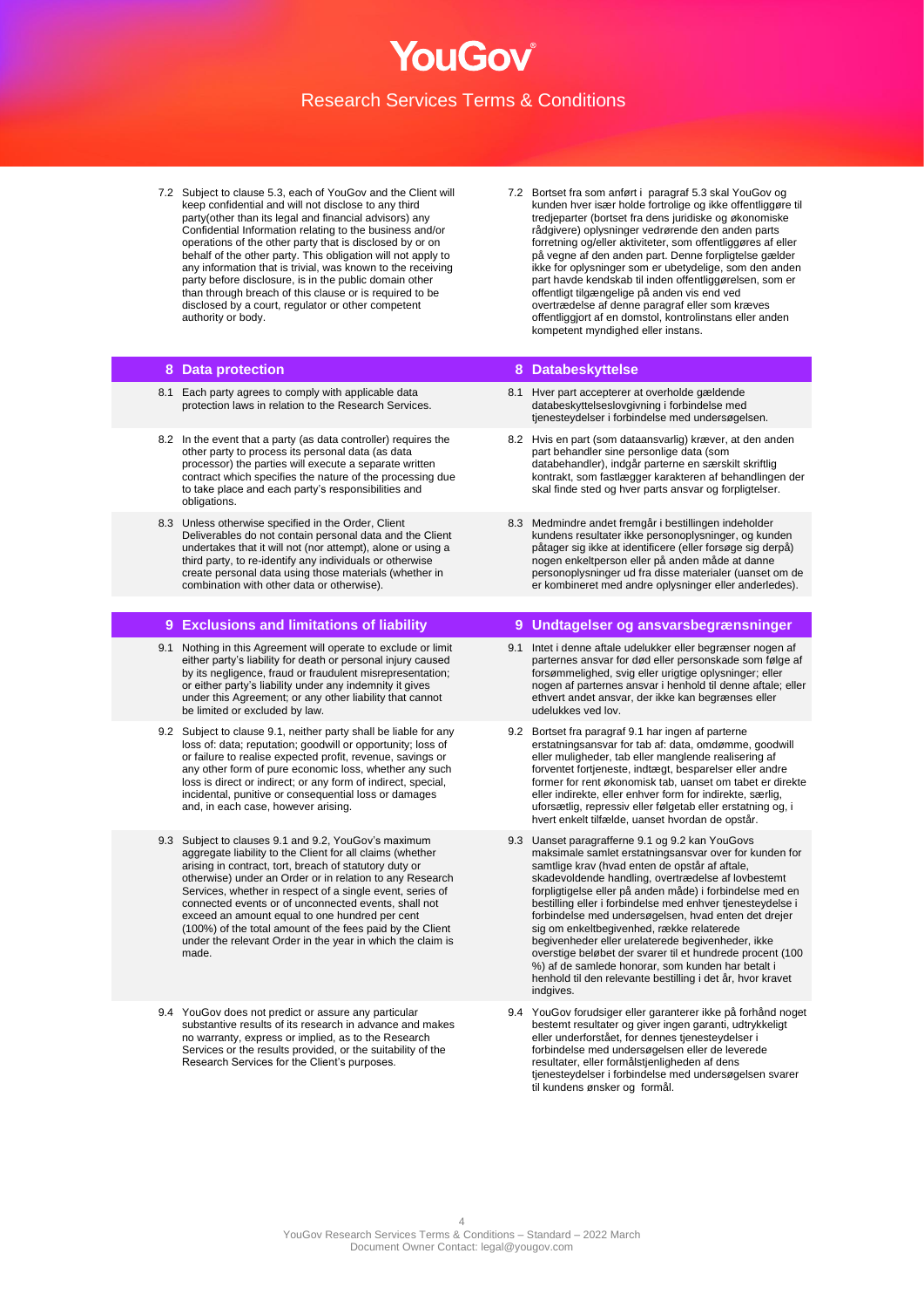7.2 Subject to clause 5.3, each of YouGov and the Client will keep confidential and will not disclose to any third party(other than its legal and financial advisors) any Confidential Information relating to the business and/or operations of the other party that is disclosed by or on behalf of the other party. This obligation will not apply to any information that is trivial, was known to the receiving party before disclosure, is in the public domain other than through breach of this clause or is required to be disclosed by a court, regulator or other competent authority or body.

7.2 Bortset fra som anført i paragraf 5.3 skal YouGov og kunden hver især holde fortrolige og ikke offentliggøre til tredjeparter (bortset fra dens juridiske og økonomiske rådgivere) oplysninger vedrørende den anden parts forretning og/eller aktiviteter, som offentliggøres af eller på vegne af den anden part. Denne forpligtelse gælder ikke for oplysninger som er ubetydelige, som den anden part havde kendskab til inden offentliggørelsen, som er offentligt tilgængelige på anden vis end ved overtrædelse af denne paragraf eller som kræves offentliggjort af en domstol, kontrolinstans eller anden kompetent myndighed eller instans.

## 8 Data protection

8.1 Each party agrees to comply with applicable data protection laws in relation to the Research Services.

8.2 In the event that a party (as data controller) requires the other party to process its personal data (as data processor) the parties will execute a separate written contract which specifies the nature of the processing due to take place and each party's responsibilities and obligations.

8.3 Unless otherwise specified in the Order, Client Deliverables do not contain personal data and the Client undertakes that it will not (nor attempt), alone or using a third party, to re-identify any individuals or otherwise create personal data using those materials (whether in combination with other data or otherwise).

## 8 Databeskyttelse

8.1 Hver part accepterer at overholde gældende databeskyttelseslovgivning i forbindelse med tjenesteydelser i forbindelse med undersøgelsen.

8.2 Hvis en part (som dataansvarlig) kræver, at den anden part behandler sine personlige data (som databehandler), indgår parterne en særskilt skriftlig kontrakt, som fastlægger karakteren af behandlingen der skal finde sted og hver parts ansvar og forpligtelser.

8.3 Medmindre andet fremgår i bestillingen indeholder kundens resultater ikke personoplysninger, og kunden påtager sig ikke at identificere (eller forsøge sig derpå) nogen enkeltperson eller på anden måde at danne personoplysninger ud fra disse materialer (uanset om de er kombineret med andre oplysninger eller anderledes).

## 9 Exclusions and limitations of liability

9.1 Nothing in this Agreement will operate to exclude or limit either party's liability for death or personal injury caused by its negligence, fraud or fraudulent misrepresentation; or either party's liability under any indemnity it gives under this Agreement; or any other liability that cannot be limited or excluded by law.

9.2 Subject to clause 9.1, neither party shall be liable for any loss of: data; reputation; goodwill or opportunity; loss of or failure to realise expected profit, revenue, savings or any other form of pure economic loss, whether any such loss is direct or indirect; or any form of indirect, special, incidental, punitive or consequential loss or damages and, in each case, however arising.

9.3 Subject to clauses 9.1 and 9.2, YouGov's maximum aggregate liability to the Client for all claims (whether arising in contract, tort, breach of statutory duty or otherwise) under an Order or in relation to any Research Services, whether in respect of a single event, series of connected events or of unconnected events, shall not exceed an amount equal to one hundred per cent (100%) of the total amount of the fees paid by the Client under the relevant Order in the year in which the claim is made.

9.4 YouGov does not predict or assure any particular substantive results of its research in advance and makes no warranty, express or implied, as to the Research Services or the results provided, or the suitability of the Research Services for the Client's purposes.

## 9 Undtagelser og ansvarsbegrænsninger

9.1 Intet i denne aftale udelukker eller begrænser nogen af parternes ansvar for død eller personskade som følge af forsømmelighed, svig eller urigtige oplysninger; eller nogen af parternes ansvar i henhold til denne aftale; eller ethvert andet ansvar, der ikke kan begrænses eller udelukkes ved lov.

9.2 Bortset fra paragraf 9.1 har ingen af parterne erstatningsansvar for tab af: data, omdømme, goodwill eller muligheder, tab eller manglende realisering af forventet fortjeneste, indtægt, besparelser eller andre former for rent økonomisk tab, uanset om tabet er direkte eller indirekte, eller enhver form for indirekte, særlig, uforsætlig, repressiv eller følgetab eller erstatning og, i hvert enkelt tilfælde, uanset hvordan de opstår.

9.3 Uanset paragrafferne 9.1 og 9.2 kan YouGovs maksimale samlet erstatningsansvar over for kunden for samtlige krav (hvad enten de opstår af aftale, skadevoldende handling, overtrædelse af lovbestemt forpligtigelse eller på anden måde) i forbindelse med en bestilling eller i forbindelse med enhver tjenesteydelse i forbindelse med undersøgelsen, hvad enten det drejer sig om enkeltbegivenhed, række relaterede begivenheder eller urelaterede begivenheder, ikke overstige beløbet der svarer til et hundrede procent (100 %) af de samlede honorar, som kunden har betalt i henhold til den relevante bestilling i det år, hvor kravet indgives.

9.4 YouGov forudsiger eller garanterer ikke på forhånd noget bestemt resultater og giver ingen garanti, udtrykkeligt eller underforstået, for dennes tjenesteydelser i forbindelse med undersøgelsen eller de leverede resultater, eller formålstjenligheden af dens tjenesteydelser i forbindelse med undersøgelsen svarer til kundens ønsker og formål.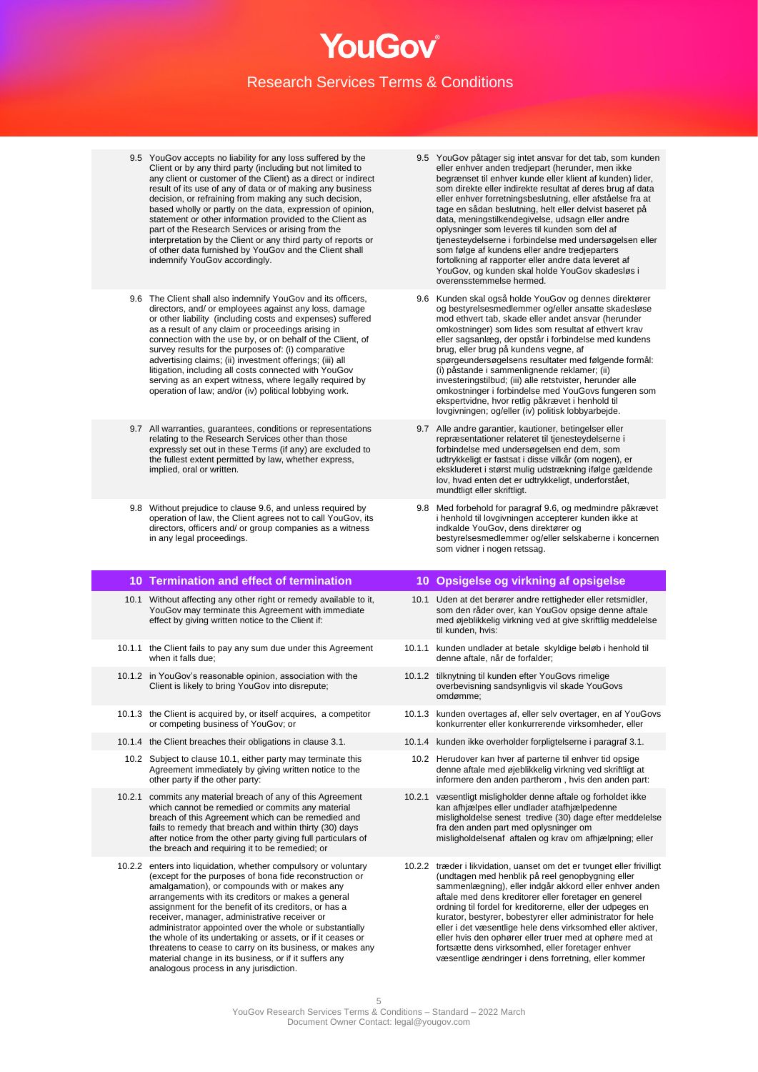| | English | | Danish |
|---|---|---|---|
| 9.5 | YouGov accepts no liability for any loss suffered by the Client or by any third party (including but not limited to any client or customer of the Client) as a direct or indirect result of its use of any of data or of making any business decision, or refraining from making any such decision, based wholly or partly on the data, expression of opinion, statement or other information provided to the Client as part of the Research Services or arising from the interpretation by the Client or any third party of reports or of other data furnished by YouGov and the Client shall indemnify YouGov accordingly. | 9.5 | YouGov påtager sig intet ansvar for det tab, som kunden eller enhver anden tredjepart (herunder, men ikke begrænset til enhver kunde eller klient af kunden) lider, som direkte eller indirekte resultat af deres brug af data eller enhver forretningsbeslutning, eller afståelse fra at tage en sådan beslutning, helt eller delvist baseret på data, meningstilkendegivelse, udsagn eller andre oplysninger som leveres til kunden som del af tjenesteydelserne i forbindelse med undersøgelsen eller som følge af kundens eller andre tredjeparters fortolkning af rapporter eller andre data leveret af YouGov, og kunden skal holde YouGov skadesløs i overensstemmelse hermed. |
| 9.6 | The Client shall also indemnify YouGov and its officers, directors, and/ or employees against any loss, damage or other liability (including costs and expenses) suffered as a result of any claim or proceedings arising in connection with the use by, or on behalf of the Client, of survey results for the purposes of: (i) comparative advertising claims; (ii) investment offerings; (iii) all litigation, including all costs connected with YouGov serving as an expert witness, where legally required by operation of law; and/or (iv) political lobbying work. | 9.6 | Kunden skal også holde YouGov og dennes direktører og bestyrelsesmedlemmer og/eller ansatte skadesløse mod ethvert tab, skade eller andet ansvar (herunder omkostninger) som lides som resultat af ethvert krav eller sagsanlæg, der opstår i forbindelse med kundens brug, eller brug på kundens vegne, af spørgeundersøgelsens resultater med følgende formål: (i) påstande i sammenlignende reklamer; (ii) investeringstilbud; (iii) alle retstvister, herunder alle omkostninger i forbindelse med YouGovs fungeren som ekspertvidne, hvor retlig påkrævet i henhold til lovgivningen; og/eller (iv) politisk lobbyarbejde. |
| 9.7 | All warranties, guarantees, conditions or representations relating to the Research Services other than those expressly set out in these Terms (if any) are excluded to the fullest extent permitted by law, whether express, implied, oral or written. | 9.7 | Alle andre garantier, kautioner, betingelser eller repræsentationer relateret til tjenesteydelserne i forbindelse med undersøgelsen end dem, som udtrykkeligt er fastsat i disse vilkår (om nogen), er ekskluderet i størst mulig udstrækning ifølge gældende lov, hvad enten det er udtrykkeligt, underforstået, mundtligt eller skriftligt. |
| 9.8 | Without prejudice to clause 9.6, and unless required by operation of law, the Client agrees not to call YouGov, its directors, officers and/ or group companies as a witness in any legal proceedings. | 9.8 | Med forbehold for paragraf 9.6, og medmindre påkrævet i henhold til lovgivningen accepterer kunden ikke at indkalde YouGov, dens direktører og bestyrelsesmedlemmer og/eller selskaberne i koncernen som vidner i nogen retssag. |
| **10** | **Termination and effect of termination** | **10** | **Opsigelse og virkning af opsigelse** |
| 10.1 | Without affecting any other right or remedy available to it, YouGov may terminate this Agreement with immediate effect by giving written notice to the Client if: | 10.1 | Uden at det berører andre rettigheder eller retsmidler, som den råder over, kan YouGov opsige denne aftale med øjeblikkelig virkning ved at give skriftlig meddelelse til kunden, hvis: |
| 10.1.1 | the Client fails to pay any sum due under this Agreement when it falls due; | 10.1.1 | kunden undlader at betale skyldige beløb i henhold til denne aftale, når de forfalder; |
| 10.1.2 | in YouGov's reasonable opinion, association with the Client is likely to bring YouGov into disrepute; | 10.1.2 | tilknytning til kunden efter YouGovs rimelige overbevisning sandsynligvis vil skade YouGovs omdømme; |
| 10.1.3 | the Client is acquired by, or itself acquires, a competitor or competing business of YouGov; or | 10.1.3 | kunden overtages af, eller selv overtager, en af YouGovs konkurrenter eller konkurrerende virksomheder, eller |
| 10.1.4 | the Client breaches their obligations in clause 3.1. | 10.1.4 | kunden ikke overholder forpligtelserne i paragraf 3.1. |
| 10.2 | Subject to clause 10.1, either party may terminate this Agreement immediately by giving written notice to the other party if the other party: | 10.2 | Herudover kan hver af parterne til enhver tid opsige denne aftale med øjeblikkelig virkning ved skriftligt at informere den anden partherom , hvis den anden part: |
| 10.2.1 | commits any material breach of any of this Agreement which cannot be remedied or commits any material breach of this Agreement which can be remedied and fails to remedy that breach and within thirty (30) days after notice from the other party giving full particulars of the breach and requiring it to be remedied; or | 10.2.1 | væsentligt misligholder denne aftale og forholdet ikke kan afhjælpes eller undlader atafhjælpedenne misligholdelse senest tredive (30) dage efter meddelelse fra den anden part med oplysninger om misligholdelsenaf aftalen og krav om afhjælpning; eller |
| 10.2.2 | enters into liquidation, whether compulsory or voluntary (except for the purposes of bona fide reconstruction or amalgamation), or compounds with or makes any arrangements with its creditors or makes a general assignment for the benefit of its creditors, or has a receiver, manager, administrative receiver or administrator appointed over the whole or substantially the whole of its undertaking or assets, or if it ceases or threatens to cease to carry on its business, or makes any material change in its business, or if it suffers any analogous process in any jurisdiction. | 10.2.2 | træder i likvidation, uanset om det er tvunget eller frivilligt (undtagen med henblik på reel genopbygning eller sammenlægning), eller indgår akkord eller enhver anden aftale med dens kreditorer eller foretager en generel ordning til fordel for kreditorerne, eller der udpeges en kurator, bestyrer, bobestyrer eller administrator for hele eller i det væsentlige hele dens virksomhed eller aktiver, eller hvis den ophører eller truer med at ophøre med at fortsætte dens virksomhed, eller foretager enhver væsentlige ændringer i dens forretning, eller kommer |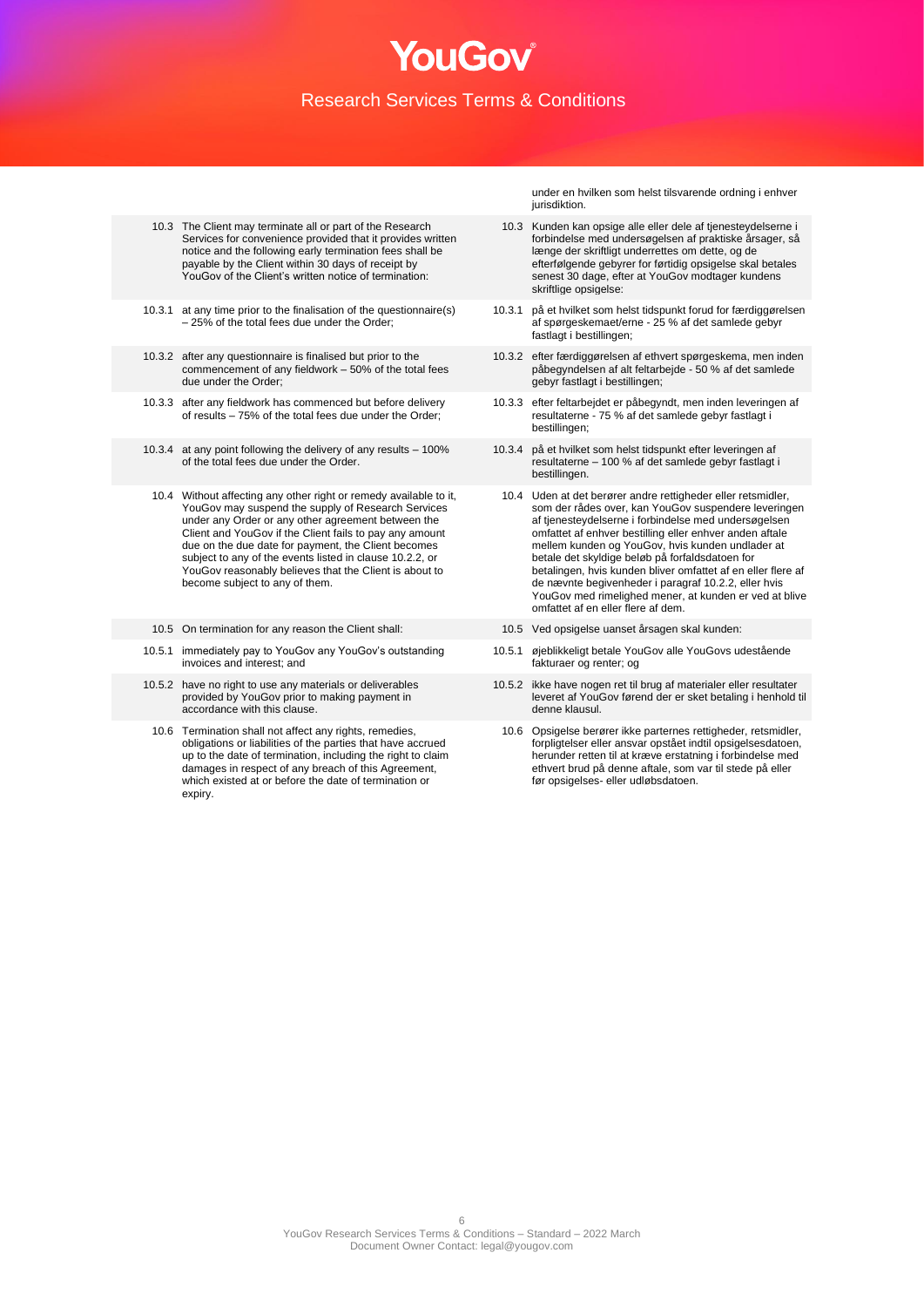|  | under en hvilken som helst tilsvarende ordning i enhver jurisdiktion. |
|---|---|
| 10.3 The Client may terminate all or part of the Research Services for convenience provided that it provides written notice and the following early termination fees shall be payable by the Client within 30 days of receipt by YouGov of the Client's written notice of termination: | 10.3 Kunden kan opsige alle eller dele af tjenesteydelserne i forbindelse med undersøgelsen af praktiske årsager, så længe der skriftligt underrettes om dette, og de efterfølgende gebyrer for førtidig opsigelse skal betales senest 30 dage, efter at YouGov modtager kundens skriftlige opsigelse: |
| 10.3.1 at any time prior to the finalisation of the questionnaire(s) – 25% of the total fees due under the Order; | 10.3.1 på et hvilket som helst tidspunkt forud for færdiggørelsen af spørgeskemaet/erne - 25 % af det samlede gebyr fastlagt i bestillingen; |
| 10.3.2 after any questionnaire is finalised but prior to the commencement of any fieldwork – 50% of the total fees due under the Order; | 10.3.2 efter færdiggørelsen af ethvert spørgeskema, men inden påbegyndelsen af alt feltarbejde - 50 % af det samlede gebyr fastlagt i bestillingen; |
| 10.3.3 after any fieldwork has commenced but before delivery of results – 75% of the total fees due under the Order; | 10.3.3 efter feltarbejdet er påbegyndt, men inden leveringen af resultaterne - 75 % af det samlede gebyr fastlagt i bestillingen; |
| 10.3.4 at any point following the delivery of any results – 100% of the total fees due under the Order. | 10.3.4 på et hvilket som helst tidspunkt efter leveringen af resultaterne – 100 % af det samlede gebyr fastlagt i bestillingen. |
| 10.4 Without affecting any other right or remedy available to it, YouGov may suspend the supply of Research Services under any Order or any other agreement between the Client and YouGov if the Client fails to pay any amount due on the due date for payment, the Client becomes subject to any of the events listed in clause 10.2.2, or YouGov reasonably believes that the Client is about to become subject to any of them. | 10.4 Uden at det berører andre rettigheder eller retsmidler, som der rådes over, kan YouGov suspendere leveringen af tjenesteydelserne i forbindelse med undersøgelsen omfattet af enhver bestilling eller enhver anden aftale mellem kunden og YouGov, hvis kunden undlader at betale det skyldige beløb på forfaldsdatoen for betalingen, hvis kunden bliver omfattet af en eller flere af de nævnte begivenheder i paragraf 10.2.2, eller hvis YouGov med rimelighed mener, at kunden er ved at blive omfattet af en eller flere af dem. |
| 10.5 On termination for any reason the Client shall: | 10.5 Ved opsigelse uanset årsagen skal kunden: |
| 10.5.1 immediately pay to YouGov any YouGov's outstanding invoices and interest; and | 10.5.1 øjeblikkeligt betale YouGov alle YouGovs udestående fakturaer og renter; og |
| 10.5.2 have no right to use any materials or deliverables provided by YouGov prior to making payment in accordance with this clause. | 10.5.2 ikke have nogen ret til brug af materialer eller resultater leveret af YouGov førend der er sket betaling i henhold til denne klausul. |
| 10.6 Termination shall not affect any rights, remedies, obligations or liabilities of the parties that have accrued up to the date of termination, including the right to claim damages in respect of any breach of this Agreement, which existed at or before the date of termination or expiry. | 10.6 Opsigelse berører ikke parternes rettigheder, retsmidler, forpligtelser eller ansvar opstået indtil opsigelsesdatoen, herunder retten til at kræve erstatning i forbindelse med ethvert brud på denne aftale, som var til stede på eller før opsigelses- eller udløbsdatoen. |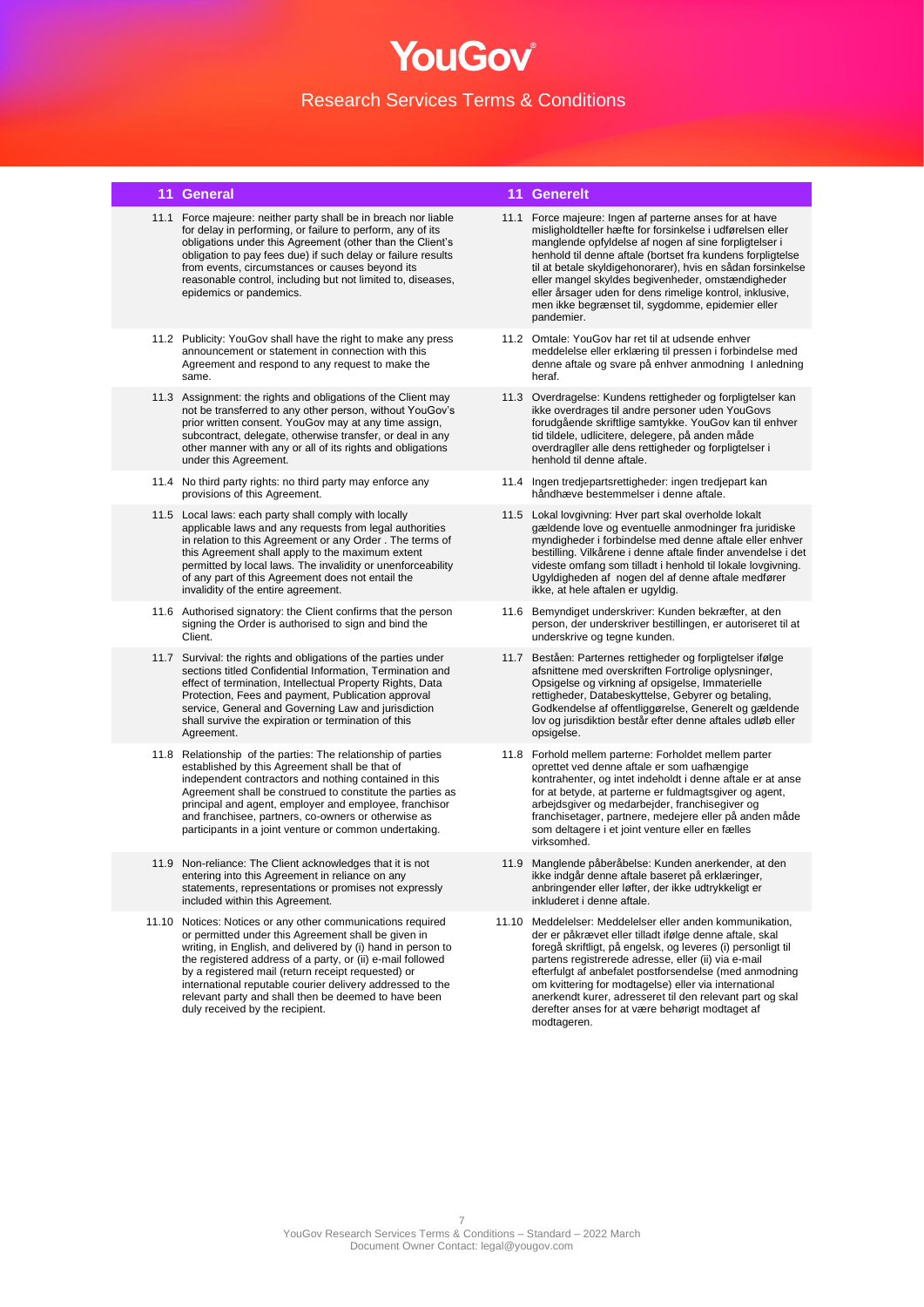## 11 General

11.1 Force majeure: neither party shall be in breach nor liable for delay in performing, or failure to perform, any of its obligations under this Agreement (other than the Client's obligation to pay fees due) if such delay or failure results from events, circumstances or causes beyond its reasonable control, including but not limited to, diseases, epidemics or pandemics.

11.2 Publicity: YouGov shall have the right to make any press announcement or statement in connection with this Agreement and respond to any request to make the same.

11.3 Assignment: the rights and obligations of the Client may not be transferred to any other person, without YouGov's prior written consent. YouGov may at any time assign, subcontract, delegate, otherwise transfer, or deal in any other manner with any or all of its rights and obligations under this Agreement.

11.4 No third party rights: no third party may enforce any provisions of this Agreement.

11.5 Local laws: each party shall comply with locally applicable laws and any requests from legal authorities in relation to this Agreement or any Order . The terms of this Agreement shall apply to the maximum extent permitted by local laws. The invalidity or unenforceability of any part of this Agreement does not entail the invalidity of the entire agreement.

11.6 Authorised signatory: the Client confirms that the person signing the Order is authorised to sign and bind the Client.

11.7 Survival: the rights and obligations of the parties under sections titled Confidential Information, Termination and effect of termination, Intellectual Property Rights, Data Protection, Fees and payment, Publication approval service, General and Governing Law and jurisdiction shall survive the expiration or termination of this Agreement.

11.8 Relationship of the parties: The relationship of parties established by this Agreement shall be that of independent contractors and nothing contained in this Agreement shall be construed to constitute the parties as principal and agent, employer and employee, franchisor and franchisee, partners, co-owners or otherwise as participants in a joint venture or common undertaking.

11.9 Non-reliance: The Client acknowledges that it is not entering into this Agreement in reliance on any statements, representations or promises not expressly included within this Agreement.

11.10 Notices: Notices or any other communications required or permitted under this Agreement shall be given in writing, in English, and delivered by (i) hand in person to the registered address of a party, or (ii) e-mail followed by a registered mail (return receipt requested) or international reputable courier delivery addressed to the relevant party and shall then be deemed to have been duly received by the recipient.

## 11 Generelt

11.1 Force majeure: Ingen af parterne anses for at have misligholdteller hæfte for forsinkelse i udførelsen eller manglende opfyldelse af nogen af sine forpligtelser i henhold til denne aftale (bortset fra kundens forpligtelse til at betale skyldigehonorarer), hvis en sådan forsinkelse eller mangel skyldes begivenheder, omstændigheder eller årsager uden for dens rimelige kontrol, inklusive, men ikke begrænset til, sygdomme, epidemier eller pandemier.

11.2 Omtale: YouGov har ret til at udsende enhver meddelelse eller erklæring til pressen i forbindelse med denne aftale og svare på enhver anmodning I anledning heraf.

11.3 Overdragelse: Kundens rettigheder og forpligtelser kan ikke overdrages til andre personer uden YouGovs forudgående skriftlige samtykke. YouGov kan til enhver tid tildele, udlicitere, delegere, på anden måde overdragller alle dens rettigheder og forpligtelser i henhold til denne aftale.

11.4 Ingen tredjepartsrettigheder: ingen tredjepart kan håndhæve bestemmelser i denne aftale.

11.5 Lokal lovgivning: Hver part skal overholde lokalt gældende love og eventuelle anmodninger fra juridiske myndigheder i forbindelse med denne aftale eller enhver bestilling. Vilkårene i denne aftale finder anvendelse i det videste omfang som tilladt i henhold til lokale lovgivning. Ugyldigheden af nogen del af denne aftale medfører ikke, at hele aftalen er ugyldig.

11.6 Bemyndiget underskriver: Kunden bekræfter, at den person, der underskriver bestillingen, er autoriseret til at underskrive og tegne kunden.

11.7 Beståen: Parternes rettigheder og forpligtelser ifølge afsnittene med overskriften Fortrolige oplysninger, Opsigelse og virkning af opsigelse, Immaterielle rettigheder, Databeskyttelse, Gebyrer og betaling, Godkendelse af offentliggørelse, Generelt og gældende lov og jurisdiktion består efter denne aftales udløb eller opsigelse.

11.8 Forhold mellem parterne: Forholdet mellem parter oprettet ved denne aftale er som uafhængige kontrahenter, og intet indeholdt i denne aftale er at anse for at betyde, at parterne er fuldmagtsgiver og agent, arbejdsgiver og medarbejder, franchisegiver og franchisetager, partnere, medejere eller på anden måde som deltagere i et joint venture eller en fælles virksomhed.

11.9 Manglende påberåbelse: Kunden anerkender, at den ikke indgår denne aftale baseret på erklæringer, anbringender eller løfter, der ikke udtrykkeligt er inkluderet i denne aftale.

11.10 Meddelelser: Meddelelser eller anden kommunikation, der er påkrævet eller tilladt ifølge denne aftale, skal foregå skriftligt, på engelsk, og leveres (i) personligt til partens registrerede adresse, eller (ii) via e-mail efterfulgt af anbefalet postforsendelse (med anmodning om kvittering for modtagelse) eller via international anerkendt kurer, adresseret til den relevant part og skal derefter anses for at være behørigt modtaget af modtageren.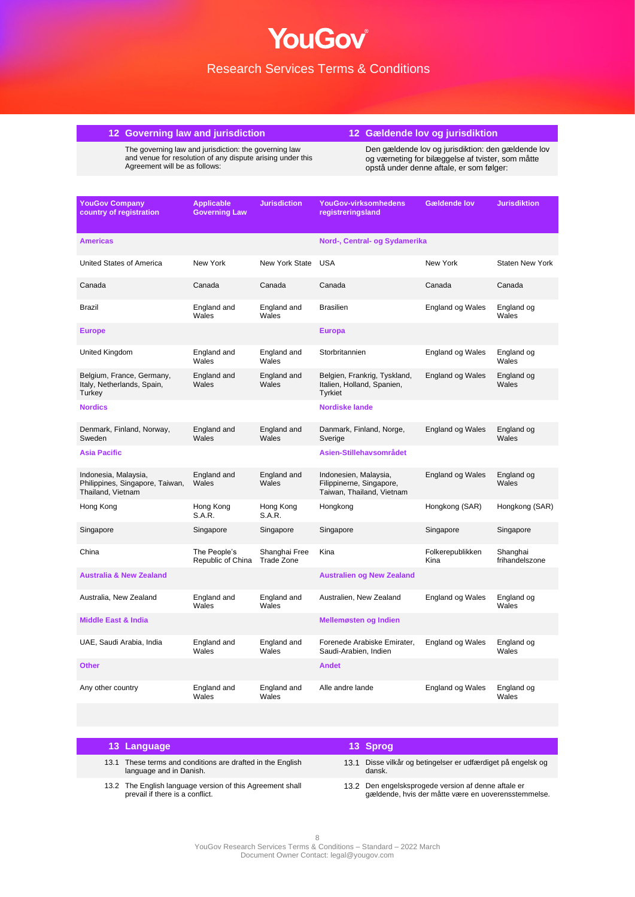# YouGov

Research Services Terms & Conditions

## 12 Governing law and jurisdiction

The governing law and jurisdiction: the governing law and venue for resolution of any dispute arising under this Agreement will be as follows:

## 12 Gældende lov og jurisdiktion

Den gældende lov og jurisdiktion: den gældende lov og værneting for bilæggelse af tvister, som måtte opstå under denne aftale, er som følger:

| YouGov Company country of registration | Applicable Governing Law | Jurisdiction | YouGov-virksomhedens registreringsland | Gældende lov | Jurisdiktion |
|---|---|---|---|---|---|
| **Americas** | | | **Nord-, Central- og Sydamerika** | | |
| United States of America | New York | New York State | USA | New York | Staten New York |
| Canada | Canada | Canada | Canada | Canada | Canada |
| Brazil | England and Wales | England and Wales | Brasilien | England og Wales | England og Wales |
| **Europe** | | | **Europa** | | |
| United Kingdom | England and Wales | England and Wales | Storbritannien | England og Wales | England og Wales |
| Belgium, France, Germany, Italy, Netherlands, Spain, Turkey | England and Wales | England and Wales | Belgien, Frankrig, Tyskland, Italien, Holland, Spanien, Tyrkiet | England og Wales | England og Wales |
| **Nordics** | | | **Nordiske lande** | | |
| Denmark, Finland, Norway, Sweden | England and Wales | England and Wales | Danmark, Finland, Norge, Sverige | England og Wales | England og Wales |
| **Asia Pacific** | | | **Asien-Stillehavsområdet** | | |
| Indonesia, Malaysia, Philippines, Singapore, Taiwan, Thailand, Vietnam | England and Wales | England and Wales | Indonesien, Malaysia, Filippinerne, Singapore, Taiwan, Thailand, Vietnam | England og Wales | England og Wales |
| Hong Kong | Hong Kong S.A.R. | Hong Kong S.A.R. | Hongkong | Hongkong (SAR) | Hongkong (SAR) |
| Singapore | Singapore | Singapore | Singapore | Singapore | Singapore |
| China | The People's Republic of China | Shanghai Free Trade Zone | Kina | Folkerepublikken Kina | Shanghai frihandelszone |
| **Australia & New Zealand** | | | **Australien og New Zealand** | | |
| Australia, New Zealand | England and Wales | England and Wales | Australien, New Zealand | England og Wales | England og Wales |
| **Middle East & India** | | | **Mellemøsten og Indien** | | |
| UAE, Saudi Arabia, India | England and Wales | England and Wales | Forenede Arabiske Emirater, Saudi-Arabien, Indien | England og Wales | England og Wales |
| **Other** | | | **Andet** | | |
| Any other country | England and Wales | England and Wales | Alle andre lande | England og Wales | England og Wales |

## 13 Language

13.1 These terms and conditions are drafted in the English language and in Danish.

13.2 The English language version of this Agreement shall prevail if there is a conflict.

## 13 Sprog

13.1 Disse vilkår og betingelser er udfærdiget på engelsk og dansk.

13.2 Den engelsksprogede version af denne aftale er gældende, hvis der måtte være en uoverensstemmelse.

YouGov Research Services Terms & Conditions – Standard – 2022 March
Document Owner Contact: legal@yougov.com